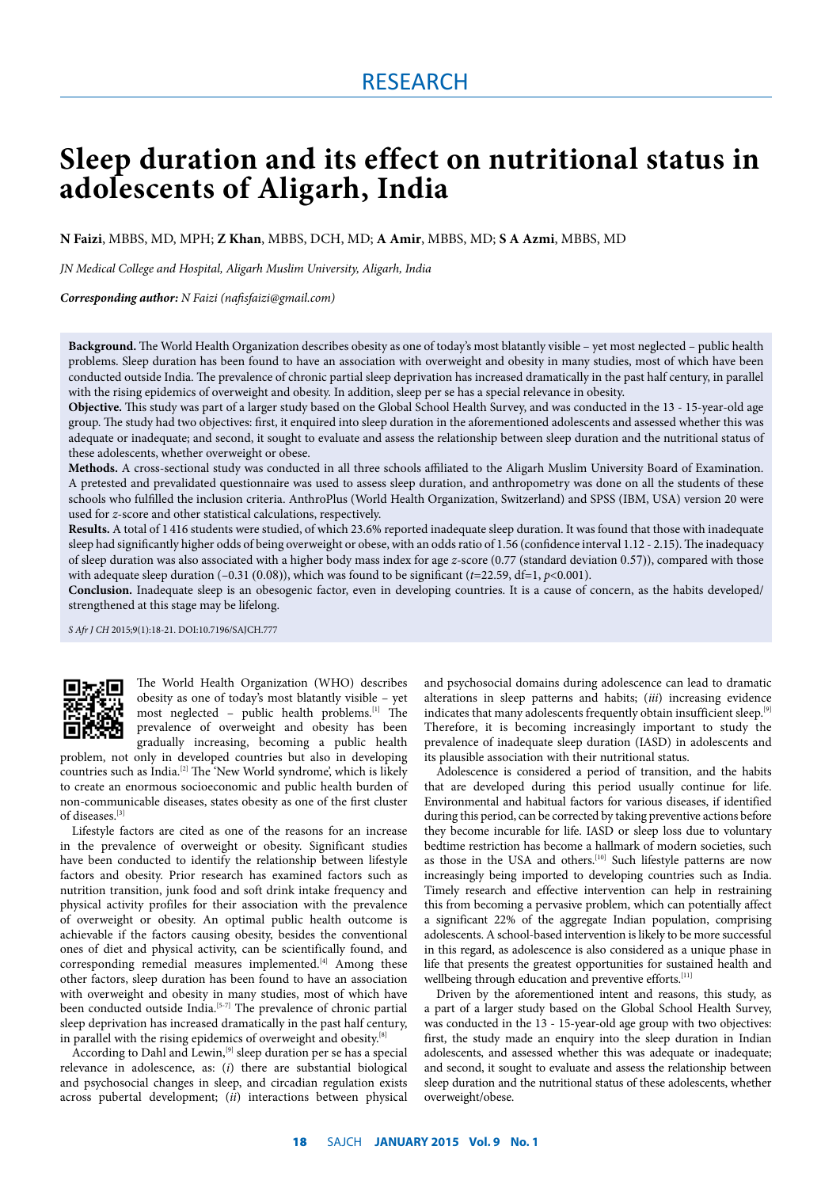RESEARCH

# Sleep duration and its effect on nutritional status in adolescents of Aligarh, India

**N Faizi**, MBBS, MD, MPH; **Z Khan**, MBBS, DCH, MD; **A Amir**, MBBS, MD; **S A Azmi**, MBBS, MD

*JN Medical College and Hospital, Aligarh Muslim University, Aligarh, India*

***Corresponding author:** N Faizi (nafisfaizi@gmail.com)*

**Background.** The World Health Organization describes obesity as one of today's most blatantly visible – yet most neglected – public health problems. Sleep duration has been found to have an association with overweight and obesity in many studies, most of which have been conducted outside India. The prevalence of chronic partial sleep deprivation has increased dramatically in the past half century, in parallel with the rising epidemics of overweight and obesity. In addition, sleep per se has a special relevance in obesity.

**Objective.** This study was part of a larger study based on the Global School Health Survey, and was conducted in the 13 - 15-year-old age group. The study had two objectives: first, it enquired into sleep duration in the aforementioned adolescents and assessed whether this was adequate or inadequate; and second, it sought to evaluate and assess the relationship between sleep duration and the nutritional status of these adolescents, whether overweight or obese.

**Methods.** A cross-sectional study was conducted in all three schools affiliated to the Aligarh Muslim University Board of Examination. A pretested and prevalidated questionnaire was used to assess sleep duration, and anthropometry was done on all the students of these schools who fulfilled the inclusion criteria. AnthroPlus (World Health Organization, Switzerland) and SPSS (IBM, USA) version 20 were used for *z*-score and other statistical calculations, respectively.

**Results.** A total of 1 416 students were studied, of which 23.6% reported inadequate sleep duration. It was found that those with inadequate sleep had significantly higher odds of being overweight or obese, with an odds ratio of 1.56 (confidence interval 1.12 - 2.15). The inadequacy of sleep duration was also associated with a higher body mass index for age *z*-score (0.77 (standard deviation 0.57)), compared with those with adequate sleep duration (–0.31 (0.08)), which was found to be significant ($t$=22.59, df=1, $p$<0.001).

**Conclusion.** Inadequate sleep is an obesogenic factor, even in developing countries. It is a cause of concern, as the habits developed/strengthened at this stage may be lifelong.

*S Afr J CH* 2015;9(1):18-21. DOI:10.7196/SAJCH.777

The World Health Organization (WHO) describes obesity as one of today's most blatantly visible – yet most neglected – public health problems.[1] The prevalence of overweight and obesity has been gradually increasing, becoming a public health problem, not only in developed countries but also in developing countries such as India.[2] The 'New World syndrome', which is likely to create an enormous socioeconomic and public health burden of non-communicable diseases, states obesity as one of the first cluster of diseases.[3]

Lifestyle factors are cited as one of the reasons for an increase in the prevalence of overweight or obesity. Significant studies have been conducted to identify the relationship between lifestyle factors and obesity. Prior research has examined factors such as nutrition transition, junk food and soft drink intake frequency and physical activity profiles for their association with the prevalence of overweight or obesity. An optimal public health outcome is achievable if the factors causing obesity, besides the conventional ones of diet and physical activity, can be scientifically found, and corresponding remedial measures implemented.[4] Among these other factors, sleep duration has been found to have an association with overweight and obesity in many studies, most of which have been conducted outside India.[5-7] The prevalence of chronic partial sleep deprivation has increased dramatically in the past half century, in parallel with the rising epidemics of overweight and obesity.[8]

According to Dahl and Lewin,[9] sleep duration per se has a special relevance in adolescence, as: (*i*) there are substantial biological and psychosocial changes in sleep, and circadian regulation exists across pubertal development; (*ii*) interactions between physical and psychosocial domains during adolescence can lead to dramatic alterations in sleep patterns and habits; (*iii*) increasing evidence indicates that many adolescents frequently obtain insufficient sleep.[9] Therefore, it is becoming increasingly important to study the prevalence of inadequate sleep duration (IASD) in adolescents and its plausible association with their nutritional status.

Adolescence is considered a period of transition, and the habits that are developed during this period usually continue for life. Environmental and habitual factors for various diseases, if identified during this period, can be corrected by taking preventive actions before they become incurable for life. IASD or sleep loss due to voluntary bedtime restriction has become a hallmark of modern societies, such as those in the USA and others.[10] Such lifestyle patterns are now increasingly being imported to developing countries such as India. Timely research and effective intervention can help in restraining this from becoming a pervasive problem, which can potentially affect a significant 22% of the aggregate Indian population, comprising adolescents. A school-based intervention is likely to be more successful in this regard, as adolescence is also considered as a unique phase in life that presents the greatest opportunities for sustained health and wellbeing through education and preventive efforts.[11]

Driven by the aforementioned intent and reasons, this study, as a part of a larger study based on the Global School Health Survey, was conducted in the 13 - 15-year-old age group with two objectives: first, the study made an enquiry into the sleep duration in Indian adolescents, and assessed whether this was adequate or inadequate; and second, it sought to evaluate and assess the relationship between sleep duration and the nutritional status of these adolescents, whether overweight/obese.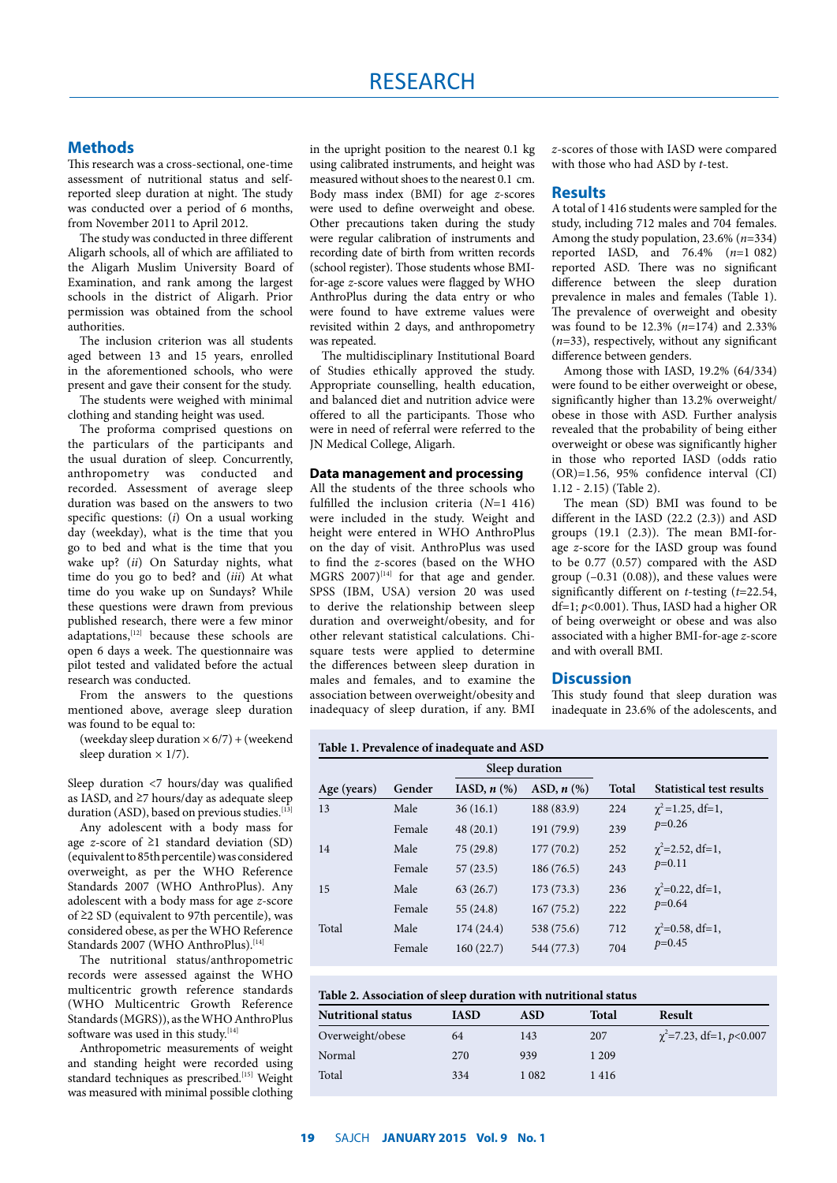## Methods

This research was a cross-sectional, one-time assessment of nutritional status and self-reported sleep duration at night. The study was conducted over a period of 6 months, from November 2011 to April 2012.

The study was conducted in three different Aligarh schools, all of which are affiliated to the Aligarh Muslim University Board of Examination, and rank among the largest schools in the district of Aligarh. Prior permission was obtained from the school authorities.

The inclusion criterion was all students aged between 13 and 15 years, enrolled in the aforementioned schools, who were present and gave their consent for the study.

The students were weighed with minimal clothing and standing height was used.

The proforma comprised questions on the particulars of the participants and the usual duration of sleep. Concurrently, anthropometry was conducted and recorded. Assessment of average sleep duration was based on the answers to two specific questions: (*i*) On a usual working day (weekday), what is the time that you go to bed and what is the time that you wake up? (*ii*) On Saturday nights, what time do you go to bed? and (*iii*) At what time do you wake up on Sundays? While these questions were drawn from previous published research, there were a few minor adaptations,[12] because these schools are open 6 days a week. The questionnaire was pilot tested and validated before the actual research was conducted.

From the answers to the questions mentioned above, average sleep duration was found to be equal to:

(weekday sleep duration $\times$ 6/7) + (weekend sleep duration $\times$ 1/7).

Sleep duration <7 hours/day was qualified as IASD, and ≥7 hours/day as adequate sleep duration (ASD), based on previous studies.[13]

Any adolescent with a body mass for age *z*-score of ≥1 standard deviation (SD) (equivalent to 85th percentile) was considered overweight, as per the WHO Reference Standards 2007 (WHO AnthroPlus). Any adolescent with a body mass for age *z*-score of ≥2 SD (equivalent to 97th percentile), was considered obese, as per the WHO Reference Standards 2007 (WHO AnthroPlus).[14]

The nutritional status/anthropometric records were assessed against the WHO multicentric growth reference standards (WHO Multicentric Growth Reference Standards (MGRS)), as the WHO AnthroPlus software was used in this study.[14]

Anthropometric measurements of weight and standing height were recorded using standard techniques as prescribed.[15] Weight was measured with minimal possible clothing in the upright position to the nearest 0.1 kg using calibrated instruments, and height was measured without shoes to the nearest 0.1 cm. Body mass index (BMI) for age *z*-scores were used to define overweight and obese. Other precautions taken during the study were regular calibration of instruments and recording date of birth from written records (school register). Those students whose BMI-for-age *z*-score values were flagged by WHO AnthroPlus during the data entry or who were found to have extreme values were revisited within 2 days, and anthropometry was repeated.

The multidisciplinary Institutional Board of Studies ethically approved the study. Appropriate counselling, health education, and balanced diet and nutrition advice were offered to all the participants. Those who were in need of referral were referred to the JN Medical College, Aligarh.

### Data management and processing

All the students of the three schools who fulfilled the inclusion criteria ($N$=1 416) were included in the study. Weight and height were entered in WHO AnthroPlus on the day of visit. AnthroPlus was used to find the *z*-scores (based on the WHO MGRS 2007)[14] for that age and gender. SPSS (IBM, USA) version 20 was used to derive the relationship between sleep duration and overweight/obesity, and for other relevant statistical calculations. Chi-square tests were applied to determine the differences between sleep duration in males and females, and to examine the association between overweight/obesity and inadequacy of sleep duration, if any. BMI *z*-scores of those with IASD were compared with those who had ASD by *t*-test.

## Results

A total of 1 416 students were sampled for the study, including 712 males and 704 females. Among the study population, 23.6% ($n$=334) reported IASD, and 76.4% ($n$=1 082) reported ASD. There was no significant difference between the sleep duration prevalence in males and females (Table 1). The prevalence of overweight and obesity was found to be 12.3% ($n$=174) and 2.33% ($n$=33), respectively, without any significant difference between genders.

Among those with IASD, 19.2% (64/334) were found to be either overweight or obese, significantly higher than 13.2% overweight/obese in those with ASD. Further analysis revealed that the probability of being either overweight or obese was significantly higher in those who reported IASD (odds ratio (OR)=1.56, 95% confidence interval (CI) 1.12 - 2.15) (Table 2).

The mean (SD) BMI was found to be different in the IASD (22.2 (2.3)) and ASD groups (19.1 (2.3)). The mean BMI-for-age *z*-score for the IASD group was found to be 0.77 (0.57) compared with the ASD group (–0.31 (0.08)), and these values were significantly different on *t*-testing ($t$=22.54, df=1; $p$<0.001). Thus, IASD had a higher OR of being overweight or obese and was also associated with a higher BMI-for-age *z*-score and with overall BMI.

## Discussion

This study found that sleep duration was inadequate in 23.6% of the adolescents, and

**Table 1. Prevalence of inadequate and ASD**

| Age (years) | Gender | Sleep duration IASD, *n* (%) | Sleep duration ASD, *n* (%) | Total | Statistical test results |
|---|---|---|---|---|---|
| 13 | Male | 36 (16.1) | 188 (83.9) | 224 | $\chi^2$=1.25, df=1, $p$=0.26 |
| | Female | 48 (20.1) | 191 (79.9) | 239 | |
| 14 | Male | 75 (29.8) | 177 (70.2) | 252 | $\chi^2$=2.52, df=1, $p$=0.11 |
| | Female | 57 (23.5) | 186 (76.5) | 243 | |
| 15 | Male | 63 (26.7) | 173 (73.3) | 236 | $\chi^2$=0.22, df=1, $p$=0.64 |
| | Female | 55 (24.8) | 167 (75.2) | 222 | |
| Total | Male | 174 (24.4) | 538 (75.6) | 712 | $\chi^2$=0.58, df=1, $p$=0.45 |
| | Female | 160 (22.7) | 544 (77.3) | 704 | |

**Table 2. Association of sleep duration with nutritional status**

| Nutritional status | IASD | ASD | Total | Result |
|---|---|---|---|---|
| Overweight/obese | 64 | 143 | 207 | $\chi^2$=7.23, df=1, $p$<0.007 |
| Normal | 270 | 939 | 1 209 | |
| Total | 334 | 1 082 | 1 416 | |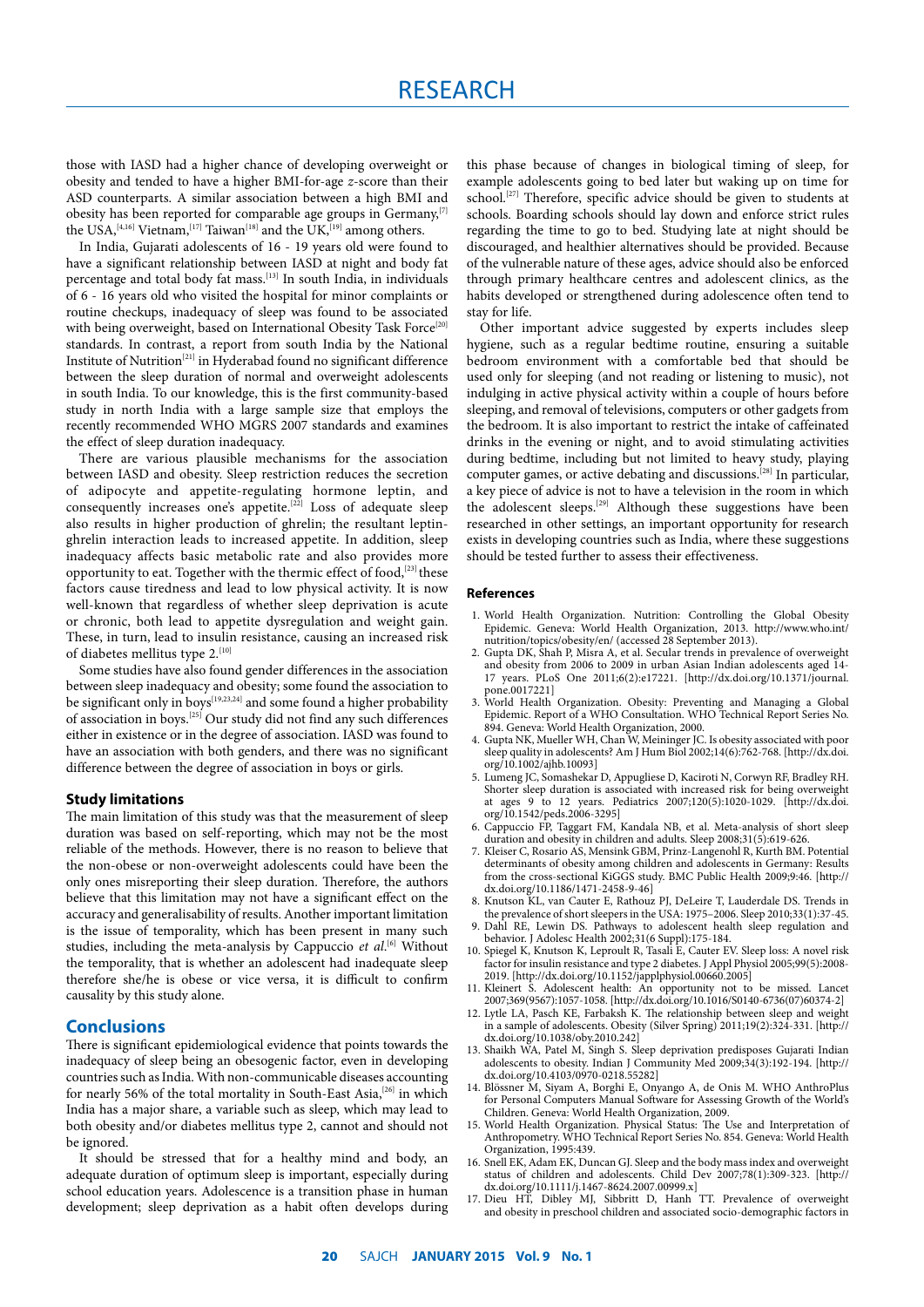those with IASD had a higher chance of developing overweight or obesity and tended to have a higher BMI-for-age *z*-score than their ASD counterparts. A similar association between a high BMI and obesity has been reported for comparable age groups in Germany,[7] the USA,[4,16] Vietnam,[17] Taiwan[18] and the UK,[19] among others.

In India, Gujarati adolescents of 16 - 19 years old were found to have a significant relationship between IASD at night and body fat percentage and total body fat mass.[13] In south India, in individuals of 6 - 16 years old who visited the hospital for minor complaints or routine checkups, inadequacy of sleep was found to be associated with being overweight, based on International Obesity Task Force[20] standards. In contrast, a report from south India by the National Institute of Nutrition[21] in Hyderabad found no significant difference between the sleep duration of normal and overweight adolescents in south India. To our knowledge, this is the first community-based study in north India with a large sample size that employs the recently recommended WHO MGRS 2007 standards and examines the effect of sleep duration inadequacy.

There are various plausible mechanisms for the association between IASD and obesity. Sleep restriction reduces the secretion of adipocyte and appetite-regulating hormone leptin, and consequently increases one's appetite.[22] Loss of adequate sleep also results in higher production of ghrelin; the resultant leptin-ghrelin interaction leads to increased appetite. In addition, sleep inadequacy affects basic metabolic rate and also provides more opportunity to eat. Together with the thermic effect of food,[23] these factors cause tiredness and lead to low physical activity. It is now well-known that regardless of whether sleep deprivation is acute or chronic, both lead to appetite dysregulation and weight gain. These, in turn, lead to insulin resistance, causing an increased risk of diabetes mellitus type 2.[10]

Some studies have also found gender differences in the association between sleep inadequacy and obesity; some found the association to be significant only in boys[19,23,24] and some found a higher probability of association in boys.[25] Our study did not find any such differences either in existence or in the degree of association. IASD was found to have an association with both genders, and there was no significant difference between the degree of association in boys or girls.

### Study limitations

The main limitation of this study was that the measurement of sleep duration was based on self-reporting, which may not be the most reliable of the methods. However, there is no reason to believe that the non-obese or non-overweight adolescents could have been the only ones misreporting their sleep duration. Therefore, the authors believe that this limitation may not have a significant effect on the accuracy and generalisability of results. Another important limitation is the issue of temporality, which has been present in many such studies, including the meta-analysis by Cappuccio *et al*.[6] Without the temporality, that is whether an adolescent had inadequate sleep therefore she/he is obese or vice versa, it is difficult to confirm causality by this study alone.

## Conclusions

There is significant epidemiological evidence that points towards the inadequacy of sleep being an obesogenic factor, even in developing countries such as India. With non-communicable diseases accounting for nearly 56% of the total mortality in South-East Asia,[26] in which India has a major share, a variable such as sleep, which may lead to both obesity and/or diabetes mellitus type 2, cannot and should not be ignored.

It should be stressed that for a healthy mind and body, an adequate duration of optimum sleep is important, especially during school education years. Adolescence is a transition phase in human development; sleep deprivation as a habit often develops during this phase because of changes in biological timing of sleep, for example adolescents going to bed later but waking up on time for school.[27] Therefore, specific advice should be given to students at schools. Boarding schools should lay down and enforce strict rules regarding the time to go to bed. Studying late at night should be discouraged, and healthier alternatives should be provided. Because of the vulnerable nature of these ages, advice should also be enforced through primary healthcare centres and adolescent clinics, as the habits developed or strengthened during adolescence often tend to stay for life.

Other important advice suggested by experts includes sleep hygiene, such as a regular bedtime routine, ensuring a suitable bedroom environment with a comfortable bed that should be used only for sleeping (and not reading or listening to music), not indulging in active physical activity within a couple of hours before sleeping, and removal of televisions, computers or other gadgets from the bedroom. It is also important to restrict the intake of caffeinated drinks in the evening or night, and to avoid stimulating activities during bedtime, including but not limited to heavy study, playing computer games, or active debating and discussions.[28] In particular, a key piece of advice is not to have a television in the room in which the adolescent sleeps.[29] Although these suggestions have been researched in other settings, an important opportunity for research exists in developing countries such as India, where these suggestions should be tested further to assess their effectiveness.

#### References

1. World Health Organization. Nutrition: Controlling the Global Obesity Epidemic. Geneva: World Health Organization, 2013. http://www.who.int/nutrition/topics/obesity/en/ (accessed 28 September 2013).
2. Gupta DK, Shah P, Misra A, et al. Secular trends in prevalence of overweight and obesity from 2006 to 2009 in urban Asian Indian adolescents aged 14-17 years. PLoS One 2011;6(2):e17221. [http://dx.doi.org/10.1371/journal.pone.0017221]
3. World Health Organization. Obesity: Preventing and Managing a Global Epidemic. Report of a WHO Consultation. WHO Technical Report Series No. 894. Geneva: World Health Organization, 2000.
4. Gupta NK, Mueller WH, Chan W, Meininger JC. Is obesity associated with poor sleep quality in adolescents? Am J Hum Biol 2002;14(6):762-768. [http://dx.doi.org/10.1002/ajhb.10093]
5. Lumeng JC, Somashekar D, Appugliese D, Kaciroti N, Corwyn RF, Bradley RH. Shorter sleep duration is associated with increased risk for being overweight at ages 9 to 12 years. Pediatrics 2007;120(5):1020-1029. [http://dx.doi.org/10.1542/peds.2006-3295]
6. Cappuccio FP, Taggart FM, Kandala NB, et al. Meta-analysis of short sleep duration and obesity in children and adults. Sleep 2008;31(5):619-626.
7. Kleiser C, Rosario AS, Mensink GBM, Prinz-Langenohl R, Kurth BM. Potential determinants of obesity among children and adolescents in Germany: Results from the cross-sectional KiGGS study. BMC Public Health 2009;9:46. [http://dx.doi.org/10.1186/1471-2458-9-46]
8. Knutson KL, van Cauter E, Rathouz PJ, DeLeire T, Lauderdale DS. Trends in the prevalence of short sleepers in the USA: 1975–2006. Sleep 2010;33(1):37-45.
9. Dahl RE, Lewin DS. Pathways to adolescent health sleep regulation and behavior. J Adolesc Health 2002;31(6 Suppl):175-184.
10. Spiegel K, Knutson K, Leproult R, Tasali E, Cauter EV. Sleep loss: A novel risk factor for insulin resistance and type 2 diabetes. J Appl Physiol 2005;99(5):2008-2019. [http://dx.doi.org/10.1152/japplphysiol.00660.2005]
11. Kleinert S. Adolescent health: An opportunity not to be missed. Lancet 2007;369(9567):1057-1058. [http://dx.doi.org/10.1016/S0140-6736(07)60374-2]
12. Lytle LA, Pasch KE, Farbaksh K. The relationship between sleep and weight in a sample of adolescents. Obesity (Silver Spring) 2011;19(2):324-331. [http://dx.doi.org/10.1038/oby.2010.242]
13. Shaikh WA, Patel M, Singh S. Sleep deprivation predisposes Gujarati Indian adolescents to obesity. Indian J Community Med 2009;34(3):192-194. [http://dx.doi.org/10.4103/0970-0218.55282]
14. Blössner M, Siyam A, Borghi E, Onyango A, de Onis M. WHO AnthroPlus for Personal Computers Manual Software for Assessing Growth of the World's Children. Geneva: World Health Organization, 2009.
15. World Health Organization. Physical Status: The Use and Interpretation of Anthropometry. WHO Technical Report Series No. 854. Geneva: World Health Organization, 1995:439.
16. Snell EK, Adam EK, Duncan GJ. Sleep and the body mass index and overweight status of children and adolescents. Child Dev 2007;78(1):309-323. [http://dx.doi.org/10.1111/j.1467-8624.2007.00999.x]
17. Dieu HT, Dibley MJ, Sibbritt D, Hanh TT. Prevalence of overweight and obesity in preschool children and associated socio-demographic factors in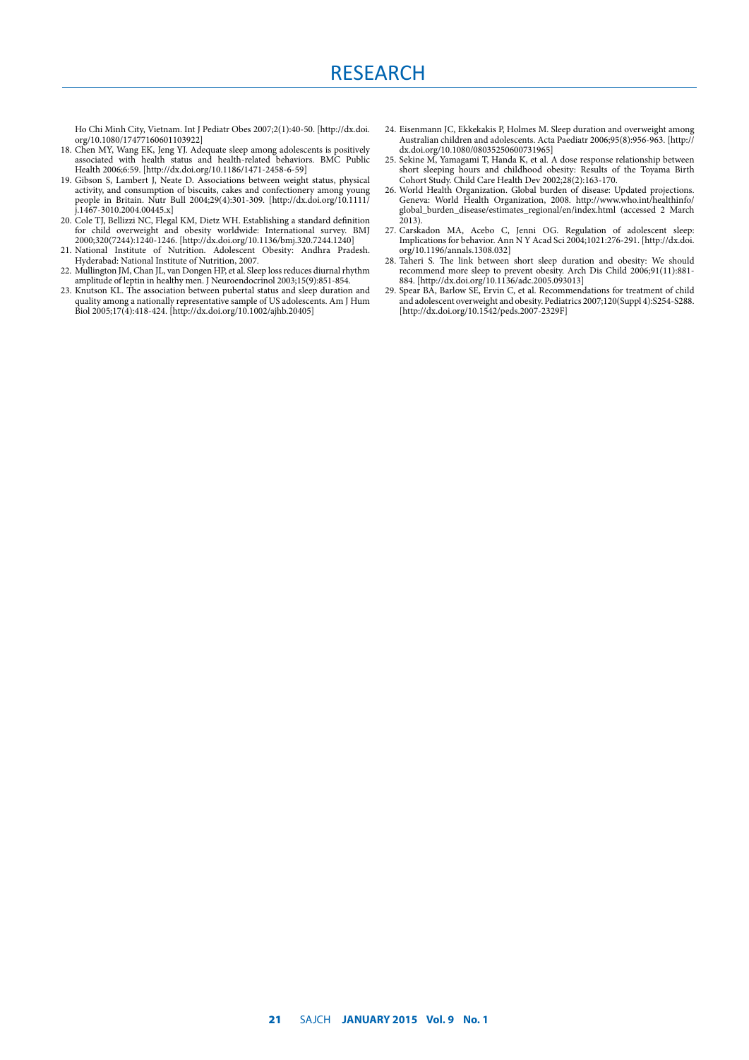Ho Chi Minh City, Vietnam. Int J Pediatr Obes 2007;2(1):40-50. [http://dx.doi.org/10.1080/17477160601103922]

18. Chen MY, Wang EK, Jeng YJ. Adequate sleep among adolescents is positively associated with health status and health-related behaviors. BMC Public Health 2006;6:59. [http://dx.doi.org/10.1186/1471-2458-6-59]
19. Gibson S, Lambert J, Neate D. Associations between weight status, physical activity, and consumption of biscuits, cakes and confectionery among young people in Britain. Nutr Bull 2004;29(4):301-309. [http://dx.doi.org/10.1111/j.1467-3010.2004.00445.x]
20. Cole TJ, Bellizzi NC, Flegal KM, Dietz WH. Establishing a standard definition for child overweight and obesity worldwide: International survey. BMJ 2000;320(7244):1240-1246. [http://dx.doi.org/10.1136/bmj.320.7244.1240]
21. National Institute of Nutrition. Adolescent Obesity: Andhra Pradesh. Hyderabad: National Institute of Nutrition, 2007.
22. Mullington JM, Chan JL, van Dongen HP, et al. Sleep loss reduces diurnal rhythm amplitude of leptin in healthy men. J Neuroendocrinol 2003;15(9):851-854.
23. Knutson KL. The association between pubertal status and sleep duration and quality among a nationally representative sample of US adolescents. Am J Hum Biol 2005;17(4):418-424. [http://dx.doi.org/10.1002/ajhb.20405]
24. Eisenmann JC, Ekkekakis P, Holmes M. Sleep duration and overweight among Australian children and adolescents. Acta Paediatr 2006;95(8):956-963. [http://dx.doi.org/10.1080/08035250600731965]
25. Sekine M, Yamagami T, Handa K, et al. A dose response relationship between short sleeping hours and childhood obesity: Results of the Toyama Birth Cohort Study. Child Care Health Dev 2002;28(2):163-170.
26. World Health Organization. Global burden of disease: Updated projections. Geneva: World Health Organization, 2008. http://www.who.int/healthinfo/global_burden_disease/estimates_regional/en/index.html (accessed 2 March 2013).
27. Carskadon MA, Acebo C, Jenni OG. Regulation of adolescent sleep: Implications for behavior. Ann N Y Acad Sci 2004;1021:276-291. [http://dx.doi.org/10.1196/annals.1308.032]
28. Taheri S. The link between short sleep duration and obesity: We should recommend more sleep to prevent obesity. Arch Dis Child 2006;91(11):881-884. [http://dx.doi.org/10.1136/adc.2005.093013]
29. Spear BA, Barlow SE, Ervin C, et al. Recommendations for treatment of child and adolescent overweight and obesity. Pediatrics 2007;120(Suppl 4):S254-S288. [http://dx.doi.org/10.1542/peds.2007-2329F]